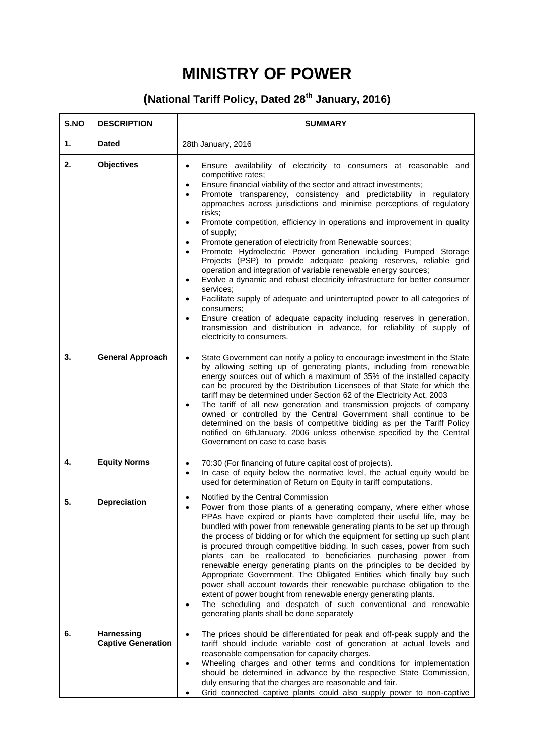# MINISTRY OF POWER

## (National Tariff Policy, Dated 28th January, 2016)

| S.NO | DESCRIPTION | SUMMARY |
|---|---|---|
| 1. | **Dated** | 28th January, 2016 |
| 2. | **Objectives** | • Ensure availability of electricity to consumers at reasonable and competitive rates;<br>• Ensure financial viability of the sector and attract investments;<br>• Promote transparency, consistency and predictability in regulatory approaches across jurisdictions and minimise perceptions of regulatory risks;<br>• Promote competition, efficiency in operations and improvement in quality of supply;<br>• Promote generation of electricity from Renewable sources;<br>• Promote Hydroelectric Power generation including Pumped Storage Projects (PSP) to provide adequate peaking reserves, reliable grid operation and integration of variable renewable energy sources;<br>• Evolve a dynamic and robust electricity infrastructure for better consumer services;<br>• Facilitate supply of adequate and uninterrupted power to all categories of consumers;<br>• Ensure creation of adequate capacity including reserves in generation, transmission and distribution in advance, for reliability of supply of electricity to consumers. |
| 3. | **General Approach** | • State Government can notify a policy to encourage investment in the State by allowing setting up of generating plants, including from renewable energy sources out of which a maximum of 35% of the installed capacity can be procured by the Distribution Licensees of that State for which the tariff may be determined under Section 62 of the Electricity Act, 2003<br>• The tariff of all new generation and transmission projects of company owned or controlled by the Central Government shall continue to be determined on the basis of competitive bidding as per the Tariff Policy notified on 6thJanuary, 2006 unless otherwise specified by the Central Government on case to case basis |
| 4. | **Equity Norms** | • 70:30 (For financing of future capital cost of projects).<br>• In case of equity below the normative level, the actual equity would be used for determination of Return on Equity in tariff computations. |
| 5. | **Depreciation** | • Notified by the Central Commission<br>• Power from those plants of a generating company, where either whose PPAs have expired or plants have completed their useful life, may be bundled with power from renewable generating plants to be set up through the process of bidding or for which the equipment for setting up such plant is procured through competitive bidding. In such cases, power from such plants can be reallocated to beneficiaries purchasing power from renewable energy generating plants on the principles to be decided by Appropriate Government. The Obligated Entities which finally buy such power shall account towards their renewable purchase obligation to the extent of power bought from renewable energy generating plants.<br>• The scheduling and despatch of such conventional and renewable generating plants shall be done separately |
| 6. | **Harnessing Captive Generation** | • The prices should be differentiated for peak and off-peak supply and the tariff should include variable cost of generation at actual levels and reasonable compensation for capacity charges.<br>• Wheeling charges and other terms and conditions for implementation should be determined in advance by the respective State Commission, duly ensuring that the charges are reasonable and fair.<br>• Grid connected captive plants could also supply power to non-captive |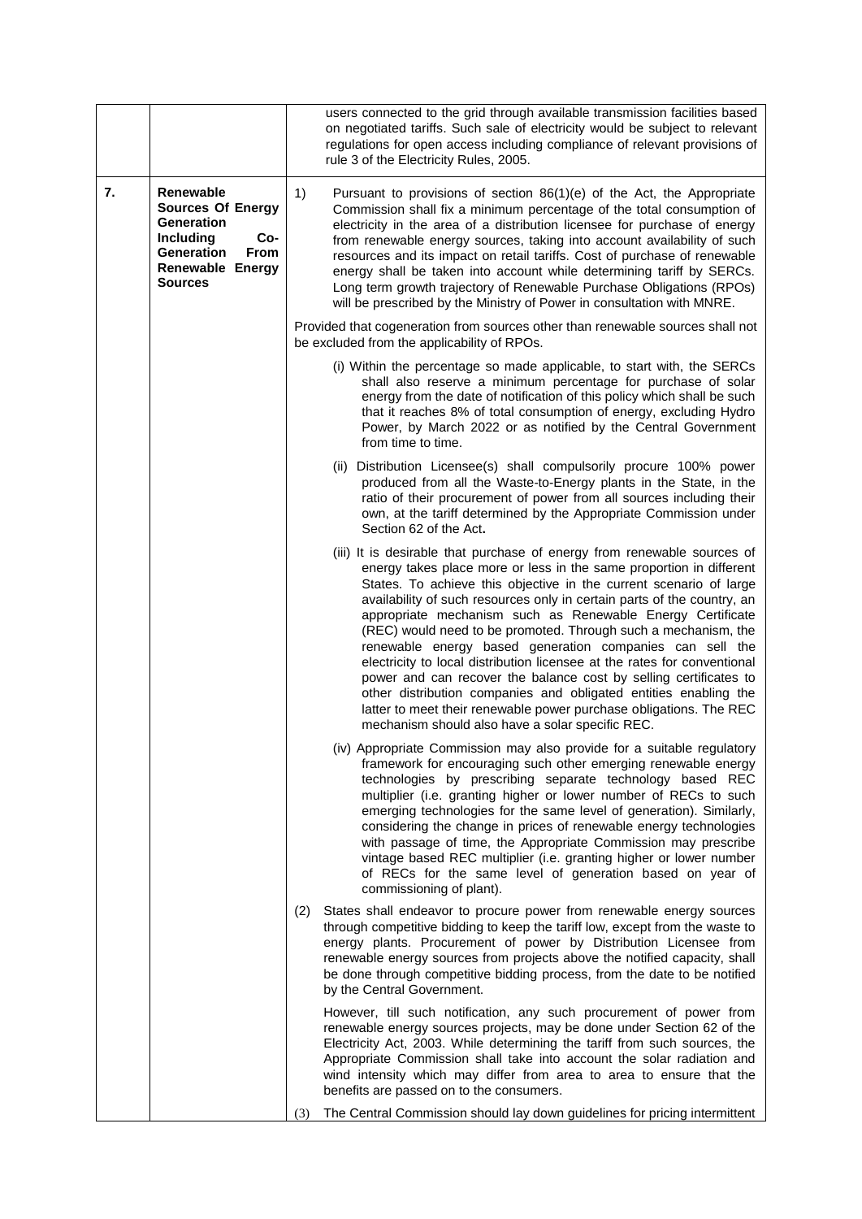| | | |
|---|---|---|
| | | users connected to the grid through available transmission facilities based on negotiated tariffs. Such sale of electricity would be subject to relevant regulations for open access including compliance of relevant provisions of rule 3 of the Electricity Rules, 2005. |
| **7.** | **Renewable Sources Of Energy Generation Including Co-Generation From Renewable Energy Sources** | 1) Pursuant to provisions of section 86(1)(e) of the Act, the Appropriate Commission shall fix a minimum percentage of the total consumption of electricity in the area of a distribution licensee for purchase of energy from renewable energy sources, taking into account availability of such resources and its impact on retail tariffs. Cost of purchase of renewable energy shall be taken into account while determining tariff by SERCs. Long term growth trajectory of Renewable Purchase Obligations (RPOs) will be prescribed by the Ministry of Power in consultation with MNRE.<br><br>Provided that cogeneration from sources other than renewable sources shall not be excluded from the applicability of RPOs.<br><br>(i) Within the percentage so made applicable, to start with, the SERCs shall also reserve a minimum percentage for purchase of solar energy from the date of notification of this policy which shall be such that it reaches 8% of total consumption of energy, excluding Hydro Power, by March 2022 or as notified by the Central Government from time to time.<br><br>(ii) Distribution Licensee(s) shall compulsorily procure 100% power produced from all the Waste-to-Energy plants in the State, in the ratio of their procurement of power from all sources including their own, at the tariff determined by the Appropriate Commission under Section 62 of the Act**.**<br><br>(iii) It is desirable that purchase of energy from renewable sources of energy takes place more or less in the same proportion in different States. To achieve this objective in the current scenario of large availability of such resources only in certain parts of the country, an appropriate mechanism such as Renewable Energy Certificate (REC) would need to be promoted. Through such a mechanism, the renewable energy based generation companies can sell the electricity to local distribution licensee at the rates for conventional power and can recover the balance cost by selling certificates to other distribution companies and obligated entities enabling the latter to meet their renewable power purchase obligations. The REC mechanism should also have a solar specific REC.<br><br>(iv) Appropriate Commission may also provide for a suitable regulatory framework for encouraging such other emerging renewable energy technologies by prescribing separate technology based REC multiplier (i.e. granting higher or lower number of RECs to such emerging technologies for the same level of generation). Similarly, considering the change in prices of renewable energy technologies with passage of time, the Appropriate Commission may prescribe vintage based REC multiplier (i.e. granting higher or lower number of RECs for the same level of generation based on year of commissioning of plant).<br><br>(2) States shall endeavor to procure power from renewable energy sources through competitive bidding to keep the tariff low, except from the waste to energy plants. Procurement of power by Distribution Licensee from renewable energy sources from projects above the notified capacity, shall be done through competitive bidding process, from the date to be notified by the Central Government.<br><br>However, till such notification, any such procurement of power from renewable energy sources projects, may be done under Section 62 of the Electricity Act, 2003. While determining the tariff from such sources, the Appropriate Commission shall take into account the solar radiation and wind intensity which may differ from area to area to ensure that the benefits are passed on to the consumers.<br><br>(3) The Central Commission should lay down guidelines for pricing intermittent |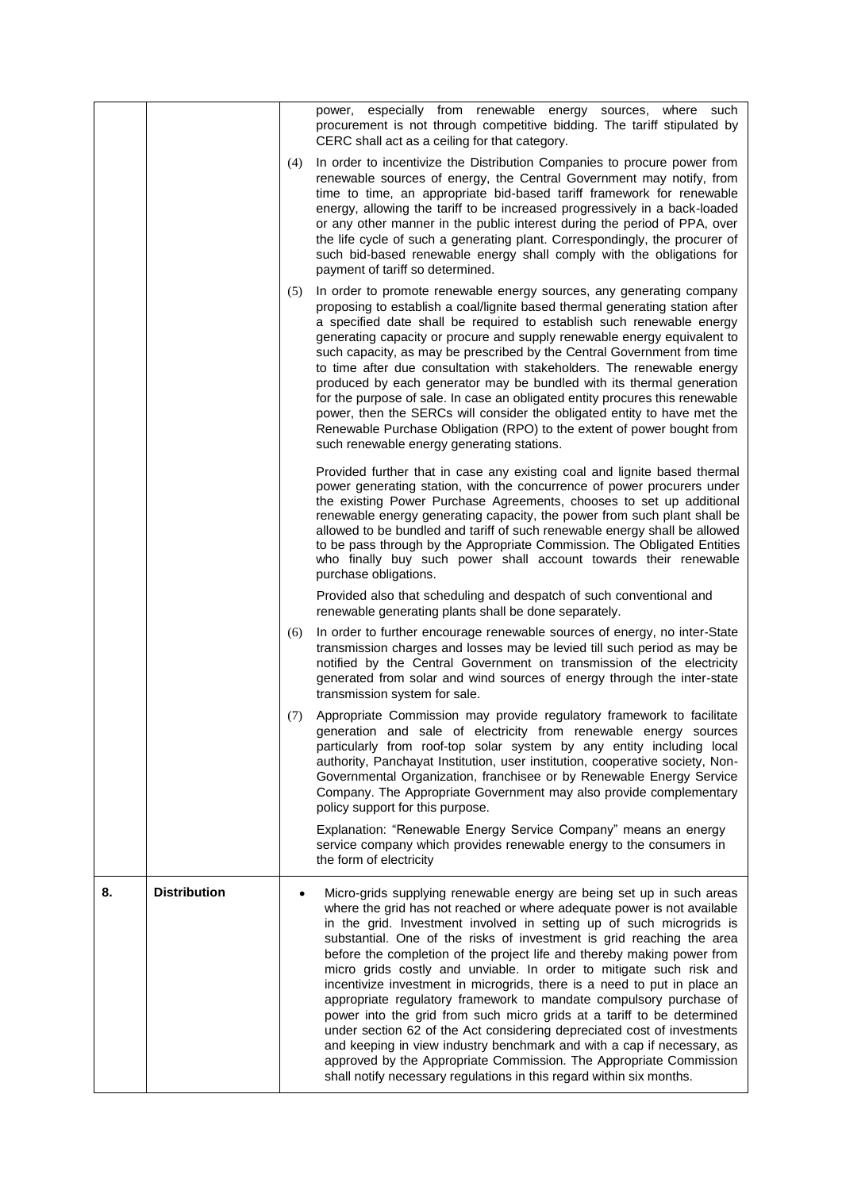| | | |
|---|---|---|
| | | power, especially from renewable energy sources, where such procurement is not through competitive bidding. The tariff stipulated by CERC shall act as a ceiling for that category.<br><br>(4) In order to incentivize the Distribution Companies to procure power from renewable sources of energy, the Central Government may notify, from time to time, an appropriate bid-based tariff framework for renewable energy, allowing the tariff to be increased progressively in a back-loaded or any other manner in the public interest during the period of PPA, over the life cycle of such a generating plant. Correspondingly, the procurer of such bid-based renewable energy shall comply with the obligations for payment of tariff so determined.<br><br>(5) In order to promote renewable energy sources, any generating company proposing to establish a coal/lignite based thermal generating station after a specified date shall be required to establish such renewable energy generating capacity or procure and supply renewable energy equivalent to such capacity, as may be prescribed by the Central Government from time to time after due consultation with stakeholders. The renewable energy produced by each generator may be bundled with its thermal generation for the purpose of sale. In case an obligated entity procures this renewable power, then the SERCs will consider the obligated entity to have met the Renewable Purchase Obligation (RPO) to the extent of power bought from such renewable energy generating stations.<br><br>Provided further that in case any existing coal and lignite based thermal power generating station, with the concurrence of power procurers under the existing Power Purchase Agreements, chooses to set up additional renewable energy generating capacity, the power from such plant shall be allowed to be bundled and tariff of such renewable energy shall be allowed to be pass through by the Appropriate Commission. The Obligated Entities who finally buy such power shall account towards their renewable purchase obligations.<br><br>Provided also that scheduling and despatch of such conventional and renewable generating plants shall be done separately.<br><br>(6) In order to further encourage renewable sources of energy, no inter-State transmission charges and losses may be levied till such period as may be notified by the Central Government on transmission of the electricity generated from solar and wind sources of energy through the inter-state transmission system for sale.<br><br>(7) Appropriate Commission may provide regulatory framework to facilitate generation and sale of electricity from renewable energy sources particularly from roof-top solar system by any entity including local authority, Panchayat Institution, user institution, cooperative society, Non-Governmental Organization, franchisee or by Renewable Energy Service Company. The Appropriate Government may also provide complementary policy support for this purpose.<br><br>Explanation: "Renewable Energy Service Company" means an energy service company which provides renewable energy to the consumers in the form of electricity |
| **8.** | **Distribution** | • Micro-grids supplying renewable energy are being set up in such areas where the grid has not reached or where adequate power is not available in the grid. Investment involved in setting up of such microgrids is substantial. One of the risks of investment is grid reaching the area before the completion of the project life and thereby making power from micro grids costly and unviable. In order to mitigate such risk and incentivize investment in microgrids, there is a need to put in place an appropriate regulatory framework to mandate compulsory purchase of power into the grid from such micro grids at a tariff to be determined under section 62 of the Act considering depreciated cost of investments and keeping in view industry benchmark and with a cap if necessary, as approved by the Appropriate Commission. The Appropriate Commission shall notify necessary regulations in this regard within six months. |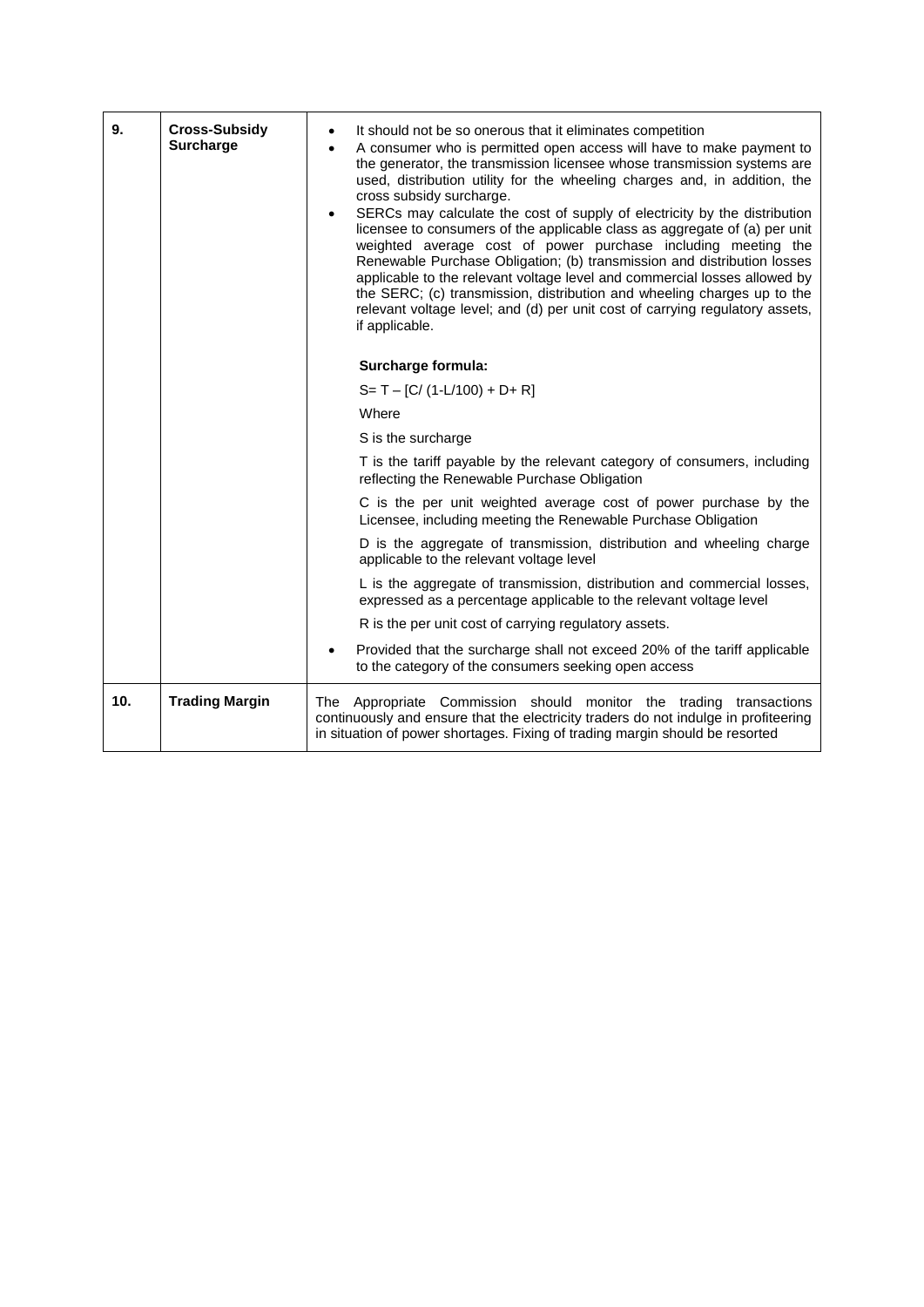| | | |
|---|---|---|
| **9.** | **Cross-Subsidy Surcharge** | • It should not be so onerous that it eliminates competition<br>• A consumer who is permitted open access will have to make payment to the generator, the transmission licensee whose transmission systems are used, distribution utility for the wheeling charges and, in addition, the cross subsidy surcharge.<br>• SERCs may calculate the cost of supply of electricity by the distribution licensee to consumers of the applicable class as aggregate of (a) per unit weighted average cost of power purchase including meeting the Renewable Purchase Obligation; (b) transmission and distribution losses applicable to the relevant voltage level and commercial losses allowed by the SERC; (c) transmission, distribution and wheeling charges up to the relevant voltage level; and (d) per unit cost of carrying regulatory assets, if applicable.<br><br>**Surcharge formula:**<br>$S = T - [C/(1-L/100) + D + R]$<br>Where<br>S is the surcharge<br>T is the tariff payable by the relevant category of consumers, including reflecting the Renewable Purchase Obligation<br>C is the per unit weighted average cost of power purchase by the Licensee, including meeting the Renewable Purchase Obligation<br>D is the aggregate of transmission, distribution and wheeling charge applicable to the relevant voltage level<br>L is the aggregate of transmission, distribution and commercial losses, expressed as a percentage applicable to the relevant voltage level<br>R is the per unit cost of carrying regulatory assets.<br>• Provided that the surcharge shall not exceed 20% of the tariff applicable to the category of the consumers seeking open access |
| **10.** | **Trading Margin** | The Appropriate Commission should monitor the trading transactions continuously and ensure that the electricity traders do not indulge in profiteering in situation of power shortages. Fixing of trading margin should be resorted |